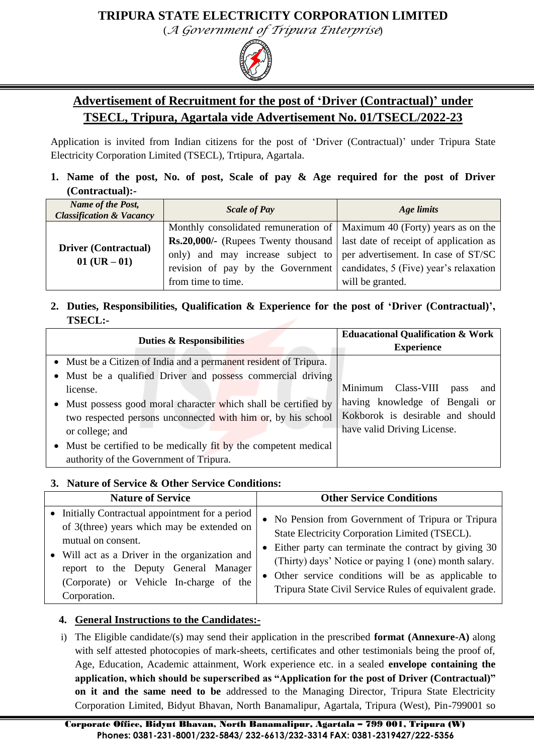# TRIPURA STATE ELECTRICITY CORPORATION LIMITED

(*A Government of Tripura Enterprise*)

## Advertisement of Recruitment for the post of 'Driver (Contractual)' under TSECL, Tripura, Agartala vide Advertisement No. 01/TSECL/2022-23

Application is invited from Indian citizens for the post of 'Driver (Contractual)' under Tripura State Electricity Corporation Limited (TSECL), Trtipura, Agartala.

**1. Name of the post, No. of post, Scale of pay & Age required for the post of Driver (Contractual):-**

| *Name of the Post, Classification & Vacancy* | *Scale of Pay* | *Age limits* |
|---|---|---|
| **Driver (Contractual) 01 (UR – 01)** | Monthly consolidated remuneration of **Rs.20,000/-** (Rupees Twenty thousand only) and may increase subject to revision of pay by the Government from time to time. | Maximum 40 (Forty) years as on the last date of receipt of application as per advertisement. In case of ST/SC candidates, 5 (Five) year's relaxation will be granted. |

**2. Duties, Responsibilities, Qualification & Experience for the post of 'Driver (Contractual)', TSECL:-**

| Duties & Responsibilities | Eduacational Qualification & Work Experience |
|---|---|
| • Must be a Citizen of India and a permanent resident of Tripura.<br>• Must be a qualified Driver and possess commercial driving license.<br>• Must possess good moral character which shall be certified by two respected persons unconnected with him or, by his school or college; and<br>• Must be certified to be medically fit by the competent medical authority of the Government of Tripura. | Minimum Class-VIII pass and having knowledge of Bengali or Kokborok is desirable and should have valid Driving License. |

**3. Nature of Service & Other Service Conditions:**

| Nature of Service | Other Service Conditions |
|---|---|
| • Initially Contractual appointment for a period of 3(three) years which may be extended on mutual on consent.<br>• Will act as a Driver in the organization and report to the Deputy General Manager (Corporate) or Vehicle In-charge of the Corporation. | • No Pension from Government of Tripura or Tripura State Electricity Corporation Limited (TSECL).<br>• Either party can terminate the contract by giving 30 (Thirty) days' Notice or paying 1 (one) month salary.<br>• Other service conditions will be as applicable to Tripura State Civil Service Rules of equivalent grade. |

**4. General Instructions to the Candidates:-**

i) The Eligible candidate/(s) may send their application in the prescribed **format (Annexure-A)** along with self attested photocopies of mark-sheets, certificates and other testimonials being the proof of, Age, Education, Academic attainment, Work experience etc. in a sealed **envelope containing the application, which should be superscribed as "Application for the post of Driver (Contractual)" on it and the same need to be** addressed to the Managing Director, Tripura State Electricity Corporation Limited, Bidyut Bhavan, North Banamalipur, Agartala, Tripura (West), Pin-799001 so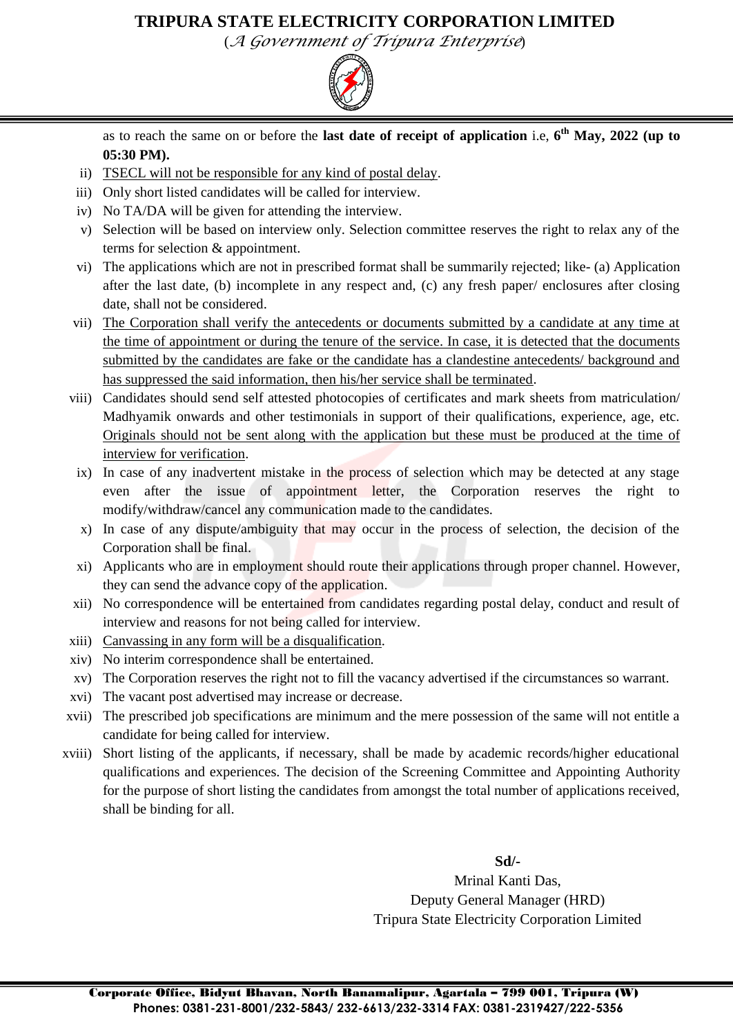as to reach the same on or before the **last date of receipt of application** i.e, **6th May, 2022 (up to 05:30 PM).**

ii) TSECL will not be responsible for any kind of postal delay.

iii) Only short listed candidates will be called for interview.

iv) No TA/DA will be given for attending the interview.

v) Selection will be based on interview only. Selection committee reserves the right to relax any of the terms for selection & appointment.

vi) The applications which are not in prescribed format shall be summarily rejected; like- (a) Application after the last date, (b) incomplete in any respect and, (c) any fresh paper/ enclosures after closing date, shall not be considered.

vii) The Corporation shall verify the antecedents or documents submitted by a candidate at any time at the time of appointment or during the tenure of the service. In case, it is detected that the documents submitted by the candidates are fake or the candidate has a clandestine antecedents/ background and has suppressed the said information, then his/her service shall be terminated.

viii) Candidates should send self attested photocopies of certificates and mark sheets from matriculation/ Madhyamik onwards and other testimonials in support of their qualifications, experience, age, etc. Originals should not be sent along with the application but these must be produced at the time of interview for verification.

ix) In case of any inadvertent mistake in the process of selection which may be detected at any stage even after the issue of appointment letter, the Corporation reserves the right to modify/withdraw/cancel any communication made to the candidates.

x) In case of any dispute/ambiguity that may occur in the process of selection, the decision of the Corporation shall be final.

xi) Applicants who are in employment should route their applications through proper channel. However, they can send the advance copy of the application.

xii) No correspondence will be entertained from candidates regarding postal delay, conduct and result of interview and reasons for not being called for interview.

xiii) Canvassing in any form will be a disqualification.

xiv) No interim correspondence shall be entertained.

xv) The Corporation reserves the right not to fill the vacancy advertised if the circumstances so warrant.

xvi) The vacant post advertised may increase or decrease.

xvii) The prescribed job specifications are minimum and the mere possession of the same will not entitle a candidate for being called for interview.

xviii) Short listing of the applicants, if necessary, shall be made by academic records/higher educational qualifications and experiences. The decision of the Screening Committee and Appointing Authority for the purpose of short listing the candidates from amongst the total number of applications received, shall be binding for all.

**Sd/-**

Mrinal Kanti Das,
Deputy General Manager (HRD)
Tripura State Electricity Corporation Limited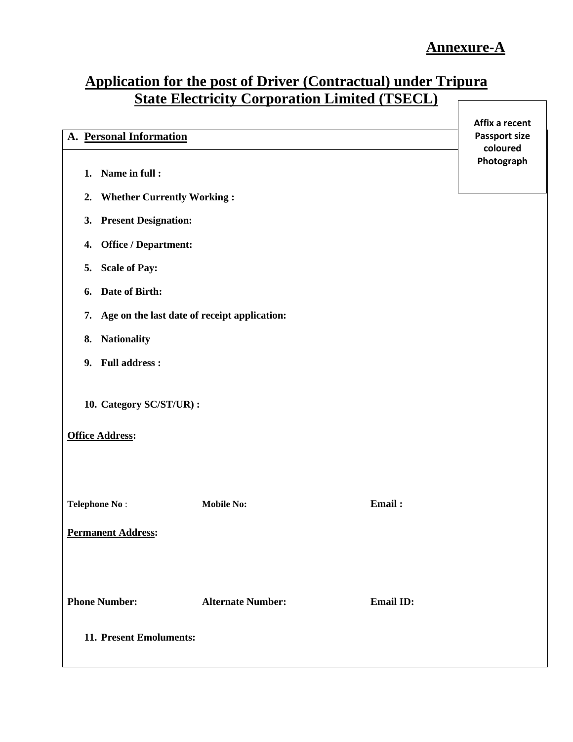**Annexure-A**

# Application for the post of Driver (Contractual) under Tripura State Electricity Corporation Limited (TSECL)

**Affix a recent Passport size coloured Photograph**

**A. Personal Information**

1. **Name in full :**
2. **Whether Currently Working :**
3. **Present Designation:**
4. **Office / Department:**
5. **Scale of Pay:**
6. **Date of Birth:**
7. **Age on the last date of receipt application:**
8. **Nationality**
9. **Full address :**
10. **Category SC/ST/UR) :**

**Office Address:**

**Telephone No** : **Mobile No:** **Email :**

**Permanent Address:**

**Phone Number:** **Alternate Number:** **Email ID:**

11. **Present Emoluments:**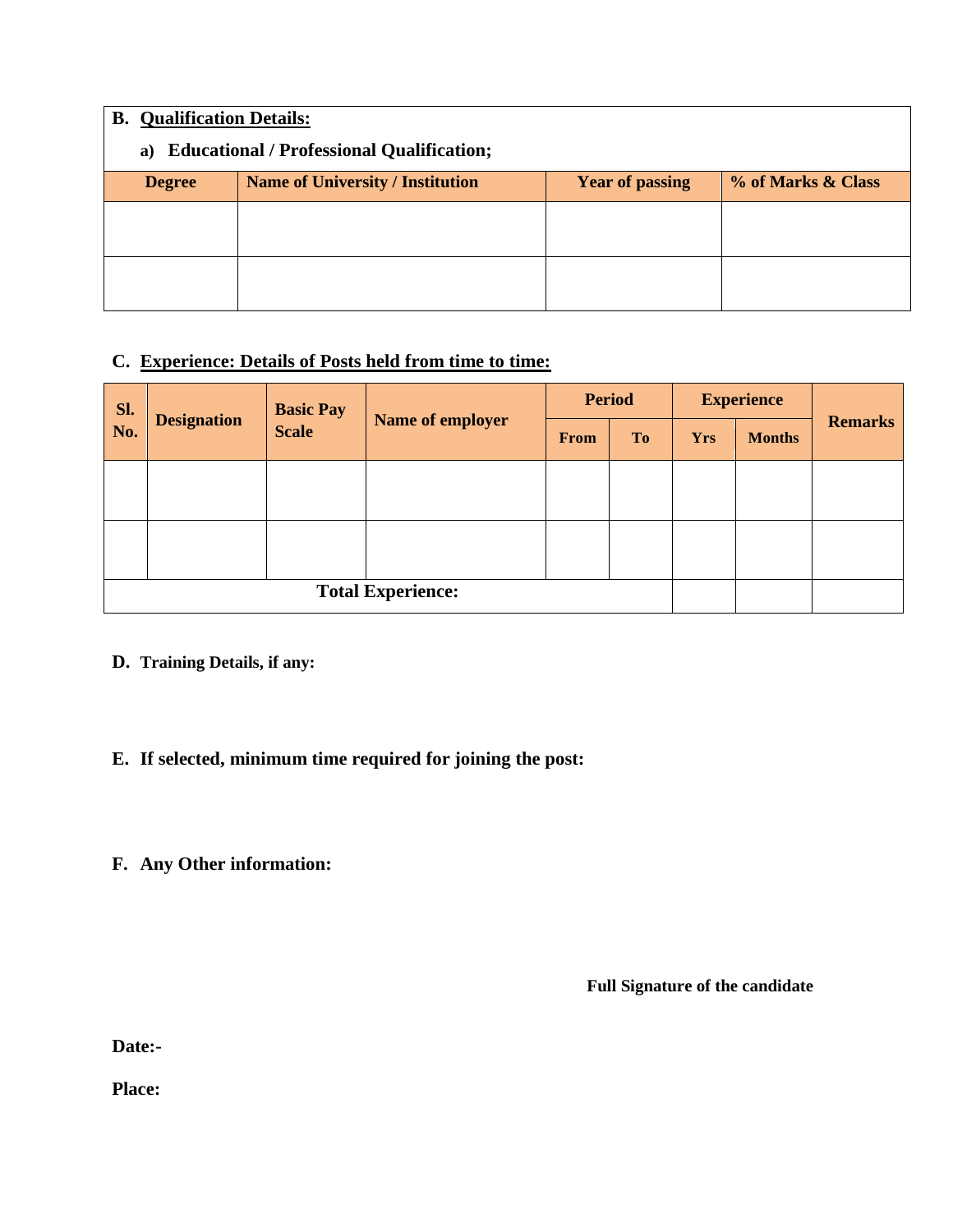**B. Qualification Details:**

**a) Educational / Professional Qualification;**

| Degree | Name of University / Institution | Year of passing | % of Marks & Class |
|---|---|---|---|
| | | | |
| | | | |

**C. Experience: Details of Posts held from time to time:**

| Sl. No. | Designation | Basic Pay Scale | Name of employer | Period | | Experience | | Remarks |
|---|---|---|---|---|---|---|---|---|
| | | | | From | To | Yrs | Months | |
| | | | | | | | | |
| | | | | | | | | |
| **Total Experience:** | | | | | | | | |

**D. Training Details, if any:**

**E. If selected, minimum time required for joining the post:**

**F. Any Other information:**

**Full Signature of the candidate**

**Date:-**

**Place:**